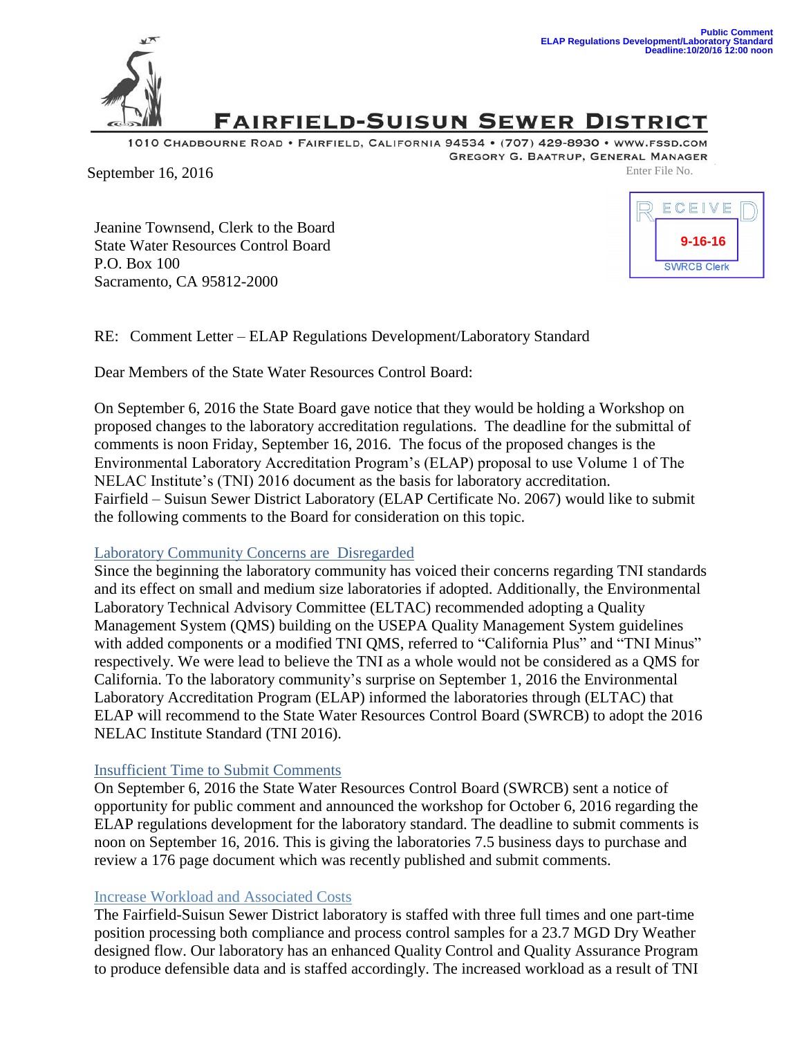Public Comment
ELAP Regulations Development/Laboratory Standard
Deadline:10/20/16 12:00 noon

# FAIRFIELD-SUISUN SEWER DISTRICT

1010 CHADBOURNE ROAD • FAIRFIELD, CALIFORNIA 94534 • (707) 429-8930 • WWW.FSSD.COM
GREGORY G. BAATRUP, GENERAL MANAGER

September 16, 2016

Enter File No.

RECEIVED
9-16-16
SWRCB Clerk

Jeanine Townsend, Clerk to the Board
State Water Resources Control Board
P.O. Box 100
Sacramento, CA 95812-2000

RE: Comment Letter – ELAP Regulations Development/Laboratory Standard

Dear Members of the State Water Resources Control Board:

On September 6, 2016 the State Board gave notice that they would be holding a Workshop on proposed changes to the laboratory accreditation regulations. The deadline for the submittal of comments is noon Friday, September 16, 2016. The focus of the proposed changes is the Environmental Laboratory Accreditation Program's (ELAP) proposal to use Volume 1 of The NELAC Institute's (TNI) 2016 document as the basis for laboratory accreditation. Fairfield – Suisun Sewer District Laboratory (ELAP Certificate No. 2067) would like to submit the following comments to the Board for consideration on this topic.

Laboratory Community Concerns are Disregarded

Since the beginning the laboratory community has voiced their concerns regarding TNI standards and its effect on small and medium size laboratories if adopted. Additionally, the Environmental Laboratory Technical Advisory Committee (ELTAC) recommended adopting a Quality Management System (QMS) building on the USEPA Quality Management System guidelines with added components or a modified TNI QMS, referred to "California Plus" and "TNI Minus" respectively. We were lead to believe the TNI as a whole would not be considered as a QMS for California. To the laboratory community's surprise on September 1, 2016 the Environmental Laboratory Accreditation Program (ELAP) informed the laboratories through (ELTAC) that ELAP will recommend to the State Water Resources Control Board (SWRCB) to adopt the 2016 NELAC Institute Standard (TNI 2016).

Insufficient Time to Submit Comments

On September 6, 2016 the State Water Resources Control Board (SWRCB) sent a notice of opportunity for public comment and announced the workshop for October 6, 2016 regarding the ELAP regulations development for the laboratory standard. The deadline to submit comments is noon on September 16, 2016. This is giving the laboratories 7.5 business days to purchase and review a 176 page document which was recently published and submit comments.

Increase Workload and Associated Costs

The Fairfield-Suisun Sewer District laboratory is staffed with three full times and one part-time position processing both compliance and process control samples for a 23.7 MGD Dry Weather designed flow. Our laboratory has an enhanced Quality Control and Quality Assurance Program to produce defensible data and is staffed accordingly. The increased workload as a result of TNI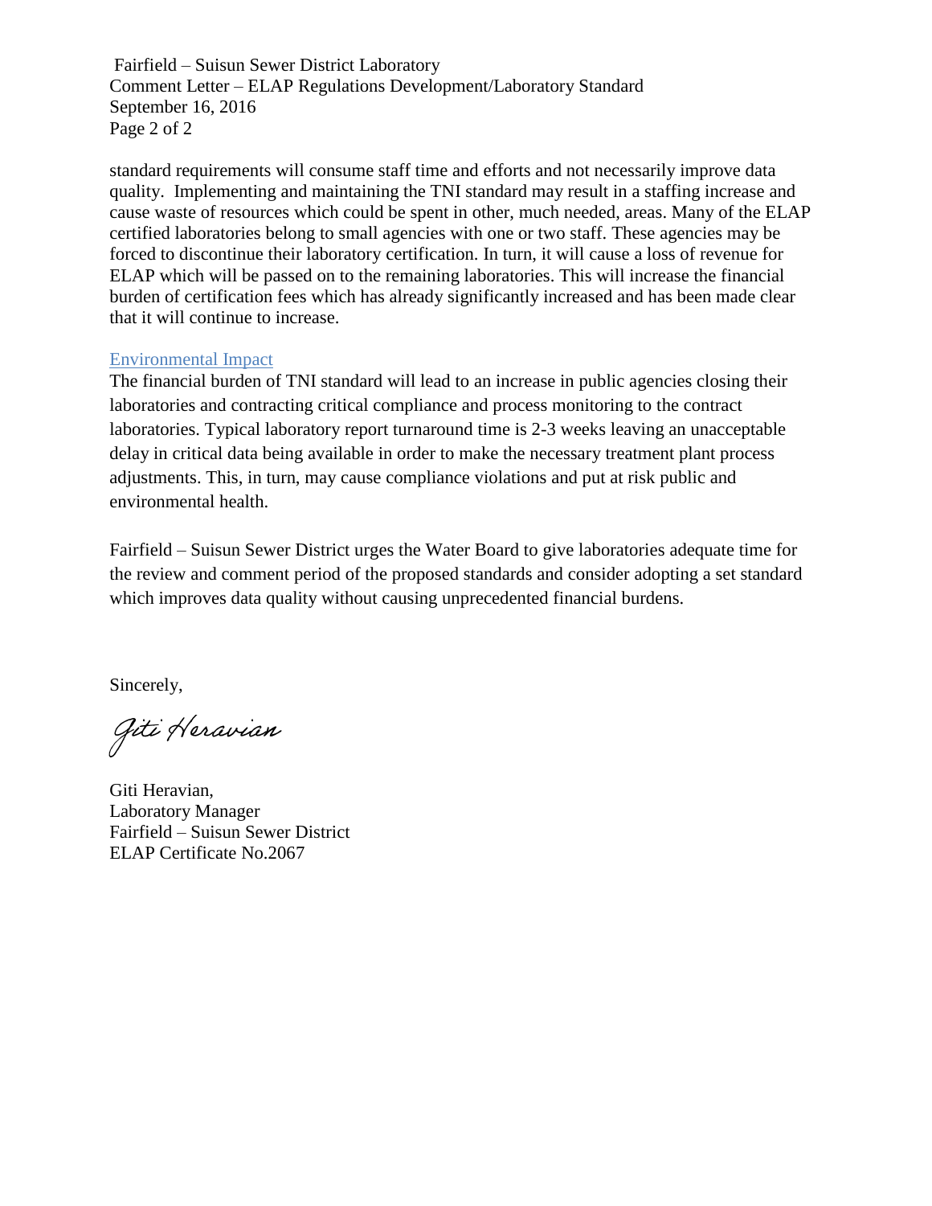standard requirements will consume staff time and efforts and not necessarily improve data quality. Implementing and maintaining the TNI standard may result in a staffing increase and cause waste of resources which could be spent in other, much needed, areas. Many of the ELAP certified laboratories belong to small agencies with one or two staff. These agencies may be forced to discontinue their laboratory certification. In turn, it will cause a loss of revenue for ELAP which will be passed on to the remaining laboratories. This will increase the financial burden of certification fees which has already significantly increased and has been made clear that it will continue to increase.

## Environmental Impact

The financial burden of TNI standard will lead to an increase in public agencies closing their laboratories and contracting critical compliance and process monitoring to the contract laboratories. Typical laboratory report turnaround time is 2-3 weeks leaving an unacceptable delay in critical data being available in order to make the necessary treatment plant process adjustments. This, in turn, may cause compliance violations and put at risk public and environmental health.

Fairfield – Suisun Sewer District urges the Water Board to give laboratories adequate time for the review and comment period of the proposed standards and consider adopting a set standard which improves data quality without causing unprecedented financial burdens.

Sincerely,

*Giti Heravian*

Giti Heravian,
Laboratory Manager
Fairfield – Suisun Sewer District
ELAP Certificate No.2067